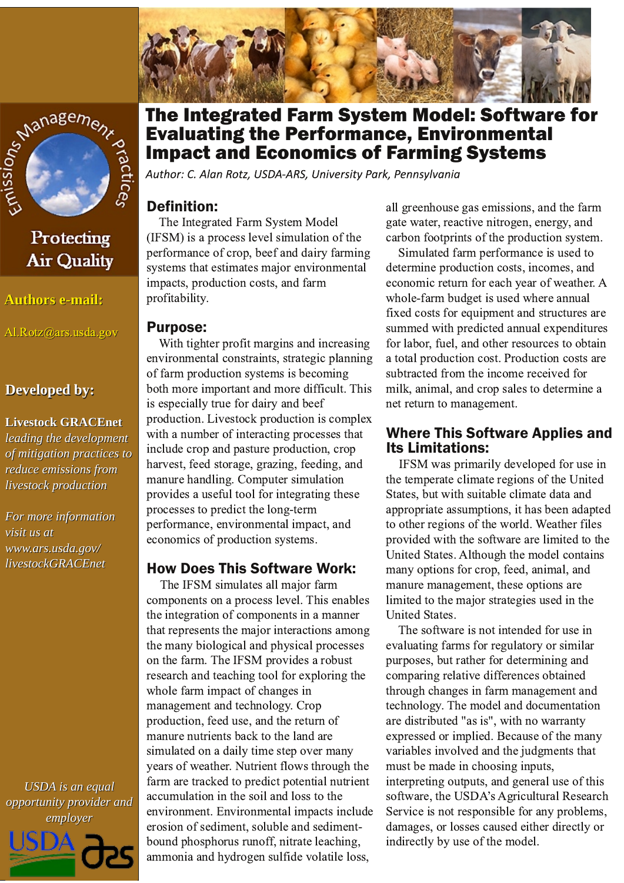# The Integrated Farm System Model: Software for Evaluating the Performance, Environmental Impact and Economics of Farming Systems

*Author: C. Alan Rotz, USDA-ARS, University Park, Pennsylvania*

Emissions Management Practices

Protecting Air Quality

**Authors e-mail:**

Al.Rotz@ars.usda.gov

**Developed by:**

**Livestock GRACEnet** *leading the development of mitigation practices to reduce emissions from livestock production*

*For more information visit us at www.ars.usda.gov/livestockGRACEnet*

## Definition:

The Integrated Farm System Model (IFSM) is a process level simulation of the performance of crop, beef and dairy farming systems that estimates major environmental impacts, production costs, and farm profitability.

## Purpose:

With tighter profit margins and increasing environmental constraints, strategic planning of farm production systems is becoming both more important and more difficult. This is especially true for dairy and beef production. Livestock production is complex with a number of interacting processes that include crop and pasture production, crop harvest, feed storage, grazing, feeding, and manure handling. Computer simulation provides a useful tool for integrating these processes to predict the long-term performance, environmental impact, and economics of production systems.

## How Does This Software Work:

The IFSM simulates all major farm components on a process level. This enables the integration of components in a manner that represents the major interactions among the many biological and physical processes on the farm. The IFSM provides a robust research and teaching tool for exploring the whole farm impact of changes in management and technology. Crop production, feed use, and the return of manure nutrients back to the land are simulated on a daily time step over many years of weather. Nutrient flows through the farm are tracked to predict potential nutrient accumulation in the soil and loss to the environment. Environmental impacts include erosion of sediment, soluble and sediment-bound phosphorus runoff, nitrate leaching, ammonia and hydrogen sulfide volatile loss, all greenhouse gas emissions, and the farm gate water, reactive nitrogen, energy, and carbon footprints of the production system.

Simulated farm performance is used to determine production costs, incomes, and economic return for each year of weather. A whole-farm budget is used where annual fixed costs for equipment and structures are summed with predicted annual expenditures for labor, fuel, and other resources to obtain a total production cost. Production costs are subtracted from the income received for milk, animal, and crop sales to determine a net return to management.

## Where This Software Applies and Its Limitations:

IFSM was primarily developed for use in the temperate climate regions of the United States, but with suitable climate data and appropriate assumptions, it has been adapted to other regions of the world. Weather files provided with the software are limited to the United States. Although the model contains many options for crop, feed, animal, and manure management, these options are limited to the major strategies used in the United States.

The software is not intended for use in evaluating farms for regulatory or similar purposes, but rather for determining and comparing relative differences obtained through changes in farm management and technology. The model and documentation are distributed "as is", with no warranty expressed or implied. Because of the many variables involved and the judgments that must be made in choosing inputs, interpreting outputs, and general use of this software, the USDA's Agricultural Research Service is not responsible for any problems, damages, or losses caused either directly or indirectly by use of the model.

*USDA is an equal opportunity provider and employer*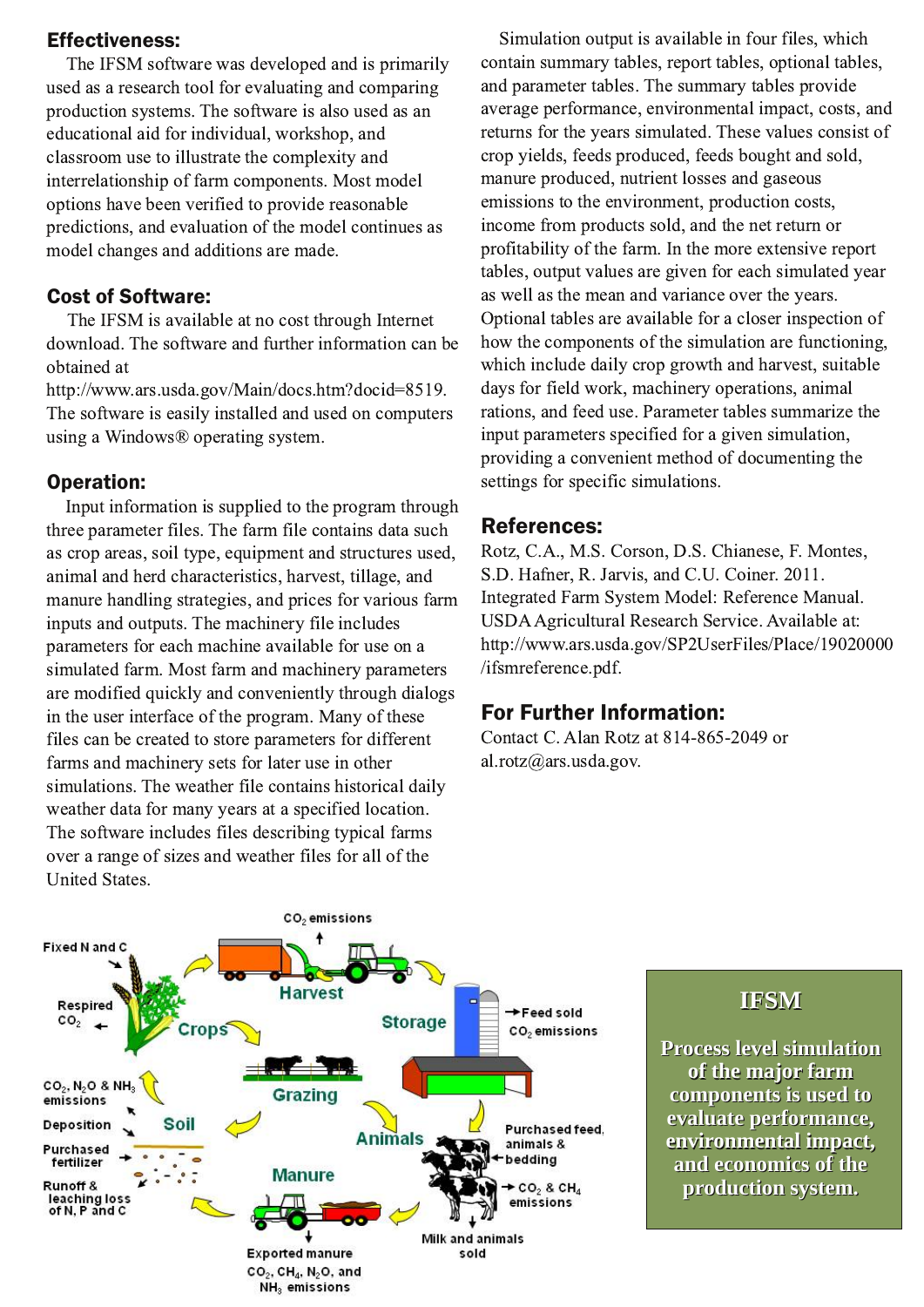## Effectiveness:

The IFSM software was developed and is primarily used as a research tool for evaluating and comparing production systems. The software is also used as an educational aid for individual, workshop, and classroom use to illustrate the complexity and interrelationship of farm components. Most model options have been verified to provide reasonable predictions, and evaluation of the model continues as model changes and additions are made.

## Cost of Software:

The IFSM is available at no cost through Internet download. The software and further information can be obtained at http://www.ars.usda.gov/Main/docs.htm?docid=8519. The software is easily installed and used on computers using a Windows® operating system.

## Operation:

Input information is supplied to the program through three parameter files. The farm file contains data such as crop areas, soil type, equipment and structures used, animal and herd characteristics, harvest, tillage, and manure handling strategies, and prices for various farm inputs and outputs. The machinery file includes parameters for each machine available for use on a simulated farm. Most farm and machinery parameters are modified quickly and conveniently through dialogs in the user interface of the program. Many of these files can be created to store parameters for different farms and machinery sets for later use in other simulations. The weather file contains historical daily weather data for many years at a specified location. The software includes files describing typical farms over a range of sizes and weather files for all of the United States.

Simulation output is available in four files, which contain summary tables, report tables, optional tables, and parameter tables. The summary tables provide average performance, environmental impact, costs, and returns for the years simulated. These values consist of crop yields, feeds produced, feeds bought and sold, manure produced, nutrient losses and gaseous emissions to the environment, production costs, income from products sold, and the net return or profitability of the farm. In the more extensive report tables, output values are given for each simulated year as well as the mean and variance over the years. Optional tables are available for a closer inspection of how the components of the simulation are functioning, which include daily crop growth and harvest, suitable days for field work, machinery operations, animal rations, and feed use. Parameter tables summarize the input parameters specified for a given simulation, providing a convenient method of documenting the settings for specific simulations.

## References:

Rotz, C.A., M.S. Corson, D.S. Chianese, F. Montes, S.D. Hafner, R. Jarvis, and C.U. Coiner. 2011. Integrated Farm System Model: Reference Manual. USDA Agricultural Research Service. Available at: http://www.ars.usda.gov/SP2UserFiles/Place/19020000/ifsmreference.pdf.

## For Further Information:

Contact C. Alan Rotz at 814-865-2049 or al.rotz@ars.usda.gov.

Fixed N and C
Respired $CO_2$
Crops
$CO_2$ emissions
Harvest
Storage
Feed sold
$CO_2$ emissions
Grazing
$CO_2$, $N_2O$ & $NH_3$ emissions
Deposition
Soil
Purchased fertilizer
Runoff & leaching loss of N, P and C
Animals
Purchased feed, animals & bedding
$CO_2$ & $CH_4$ emissions
Manure
Exported manure
$CO_2$, $CH_4$, $N_2O$, and $NH_3$ emissions
Milk and animals sold

**IFSM**

**Process level simulation of the major farm components is used to evaluate performance, environmental impact, and economics of the production system.**